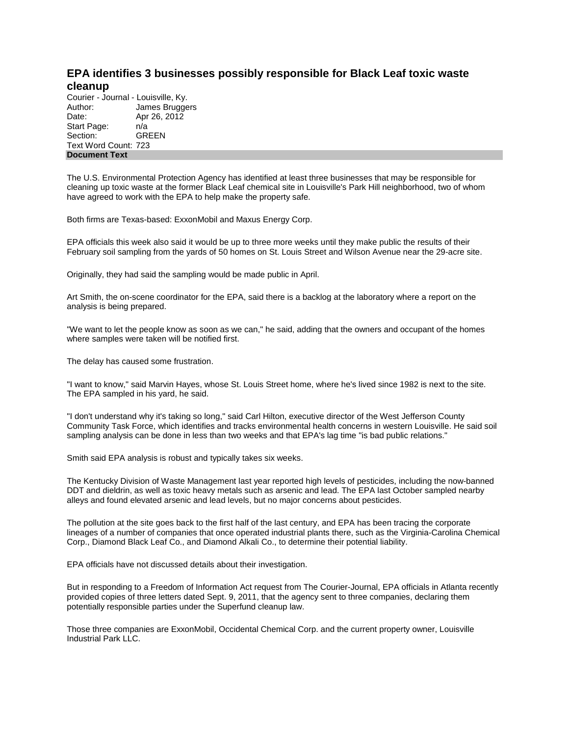# EPA identifies 3 businesses possibly responsible for Black Leaf toxic waste cleanup

Courier - Journal - Louisville, Ky.
Author: James Bruggers
Date: Apr 26, 2012
Start Page: n/a
Section: GREEN
Text Word Count: 723

**Document Text**

The U.S. Environmental Protection Agency has identified at least three businesses that may be responsible for cleaning up toxic waste at the former Black Leaf chemical site in Louisville's Park Hill neighborhood, two of whom have agreed to work with the EPA to help make the property safe.

Both firms are Texas-based: ExxonMobil and Maxus Energy Corp.

EPA officials this week also said it would be up to three more weeks until they make public the results of their February soil sampling from the yards of 50 homes on St. Louis Street and Wilson Avenue near the 29-acre site.

Originally, they had said the sampling would be made public in April.

Art Smith, the on-scene coordinator for the EPA, said there is a backlog at the laboratory where a report on the analysis is being prepared.

"We want to let the people know as soon as we can," he said, adding that the owners and occupant of the homes where samples were taken will be notified first.

The delay has caused some frustration.

"I want to know," said Marvin Hayes, whose St. Louis Street home, where he's lived since 1982 is next to the site. The EPA sampled in his yard, he said.

"I don't understand why it's taking so long," said Carl Hilton, executive director of the West Jefferson County Community Task Force, which identifies and tracks environmental health concerns in western Louisville. He said soil sampling analysis can be done in less than two weeks and that EPA's lag time "is bad public relations."

Smith said EPA analysis is robust and typically takes six weeks.

The Kentucky Division of Waste Management last year reported high levels of pesticides, including the now-banned DDT and dieldrin, as well as toxic heavy metals such as arsenic and lead. The EPA last October sampled nearby alleys and found elevated arsenic and lead levels, but no major concerns about pesticides.

The pollution at the site goes back to the first half of the last century, and EPA has been tracing the corporate lineages of a number of companies that once operated industrial plants there, such as the Virginia-Carolina Chemical Corp., Diamond Black Leaf Co., and Diamond Alkali Co., to determine their potential liability.

EPA officials have not discussed details about their investigation.

But in responding to a Freedom of Information Act request from The Courier-Journal, EPA officials in Atlanta recently provided copies of three letters dated Sept. 9, 2011, that the agency sent to three companies, declaring them potentially responsible parties under the Superfund cleanup law.

Those three companies are ExxonMobil, Occidental Chemical Corp. and the current property owner, Louisville Industrial Park LLC.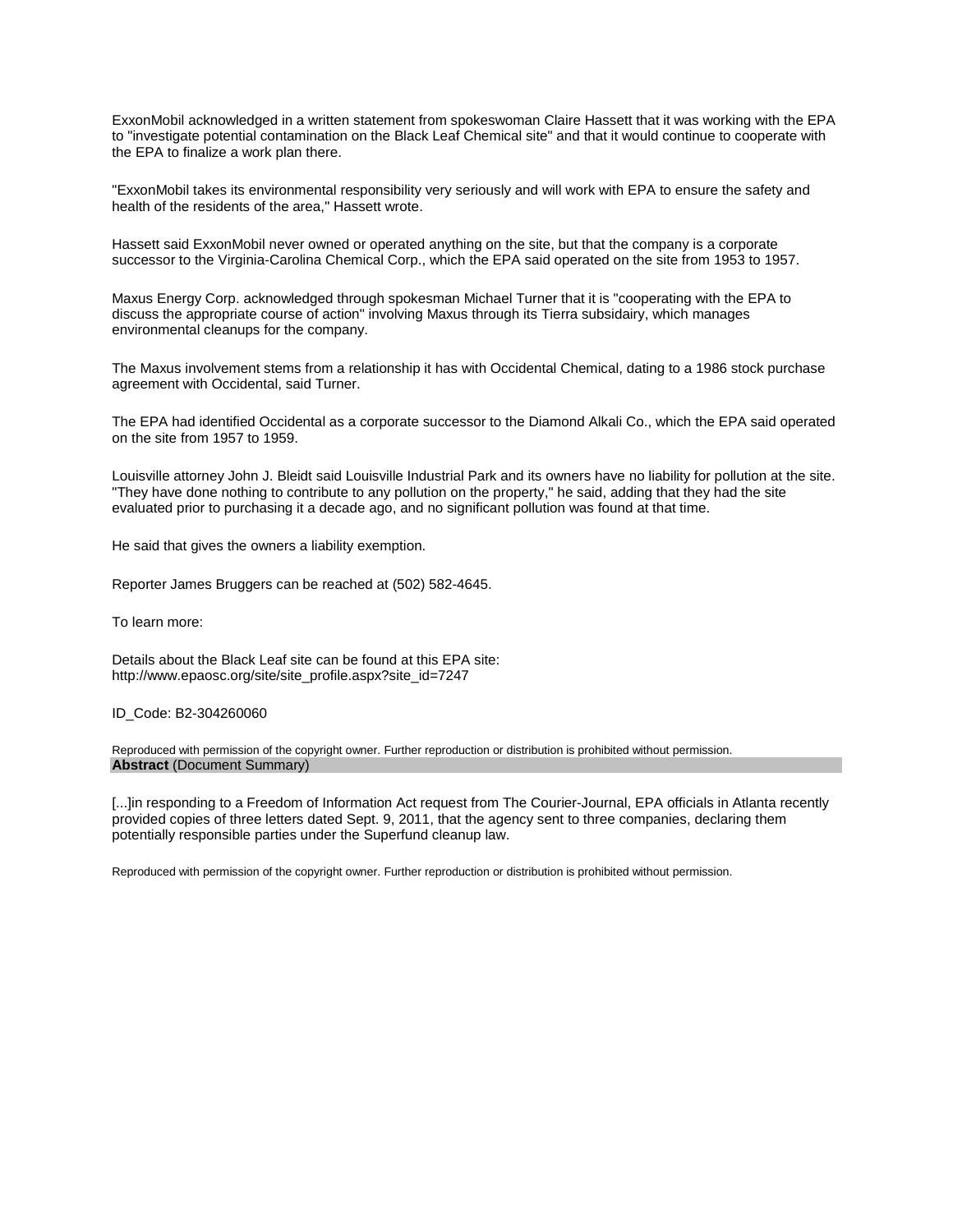ExxonMobil acknowledged in a written statement from spokeswoman Claire Hassett that it was working with the EPA to "investigate potential contamination on the Black Leaf Chemical site" and that it would continue to cooperate with the EPA to finalize a work plan there.

"ExxonMobil takes its environmental responsibility very seriously and will work with EPA to ensure the safety and health of the residents of the area," Hassett wrote.

Hassett said ExxonMobil never owned or operated anything on the site, but that the company is a corporate successor to the Virginia-Carolina Chemical Corp., which the EPA said operated on the site from 1953 to 1957.

Maxus Energy Corp. acknowledged through spokesman Michael Turner that it is "cooperating with the EPA to discuss the appropriate course of action" involving Maxus through its Tierra subsidairy, which manages environmental cleanups for the company.

The Maxus involvement stems from a relationship it has with Occidental Chemical, dating to a 1986 stock purchase agreement with Occidental, said Turner.

The EPA had identified Occidental as a corporate successor to the Diamond Alkali Co., which the EPA said operated on the site from 1957 to 1959.

Louisville attorney John J. Bleidt said Louisville Industrial Park and its owners have no liability for pollution at the site. "They have done nothing to contribute to any pollution on the property," he said, adding that they had the site evaluated prior to purchasing it a decade ago, and no significant pollution was found at that time.

He said that gives the owners a liability exemption.

Reporter James Bruggers can be reached at (502) 582-4645.

To learn more:

Details about the Black Leaf site can be found at this EPA site:
http://www.epaosc.org/site/site_profile.aspx?site_id=7247

ID_Code: B2-304260060

Reproduced with permission of the copyright owner. Further reproduction or distribution is prohibited without permission.

**Abstract** (Document Summary)

[...]in responding to a Freedom of Information Act request from The Courier-Journal, EPA officials in Atlanta recently provided copies of three letters dated Sept. 9, 2011, that the agency sent to three companies, declaring them potentially responsible parties under the Superfund cleanup law.

Reproduced with permission of the copyright owner. Further reproduction or distribution is prohibited without permission.